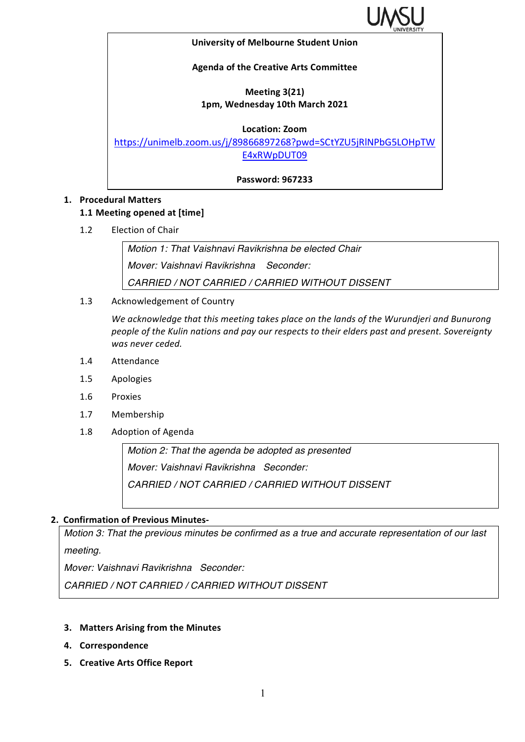**University of Melbourne Student Union**

**Agenda of the Creative Arts Committee**

**Meeting 3(21)**
**1pm, Wednesday 10th March 2021**

**Location: Zoom**
[https://unimelb.zoom.us/j/89866897268?pwd=SCtYZU5jRlNPbG5LOHpTWE4xRWpDUT09](https://unimelb.zoom.us/j/89866897268?pwd=SCtYZU5jRlNPbG5LOHpTWE4xRWpDUT09)

**Password: 967233**

1. **Procedural Matters**

   **1.1 Meeting opened at [time]**

   1.2 Election of Chair

   > *Motion 1: That Vaishnavi Ravikrishna be elected Chair*
   >
   > *Mover: Vaishnavi Ravikrishna   Seconder:*
   >
   > *CARRIED / NOT CARRIED / CARRIED WITHOUT DISSENT*

   1.3 Acknowledgement of Country

   *We acknowledge that this meeting takes place on the lands of the Wurundjeri and Bunurong people of the Kulin nations and pay our respects to their elders past and present. Sovereignty was never ceded.*

   1.4 Attendance

   1.5 Apologies

   1.6 Proxies

   1.7 Membership

   1.8 Adoption of Agenda

   > *Motion 2: That the agenda be adopted as presented*
   >
   > *Mover: Vaishnavi Ravikrishna   Seconder:*
   >
   > *CARRIED / NOT CARRIED / CARRIED WITHOUT DISSENT*

2. **Confirmation of Previous Minutes-**

   > *Motion 3: That the previous minutes be confirmed as a true and accurate representation of our last meeting.*
   >
   > *Mover: Vaishnavi Ravikrishna   Seconder:*
   >
   > *CARRIED / NOT CARRIED / CARRIED WITHOUT DISSENT*

3. **Matters Arising from the Minutes**
4. **Correspondence**
5. **Creative Arts Office Report**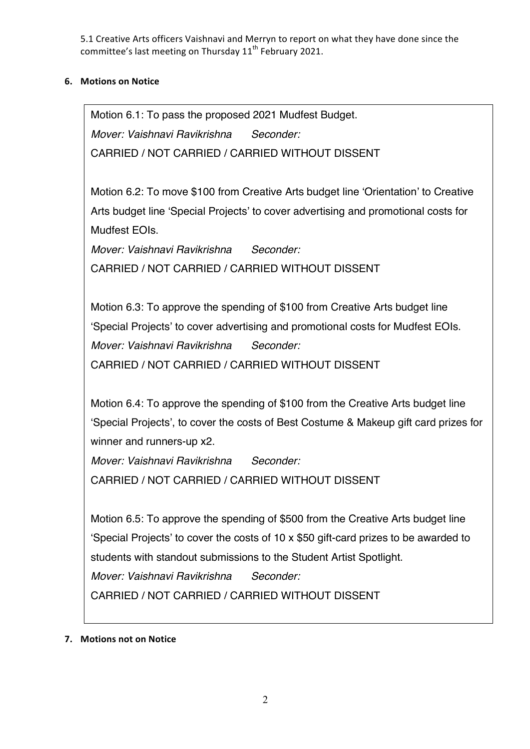5.1 Creative Arts officers Vaishnavi and Merryn to report on what they have done since the committee's last meeting on Thursday 11th February 2021.

## 6. Motions on Notice

Motion 6.1: To pass the proposed 2021 Mudfest Budget.
*Mover: Vaishnavi Ravikrishna Seconder:*
CARRIED / NOT CARRIED / CARRIED WITHOUT DISSENT

Motion 6.2: To move $100 from Creative Arts budget line 'Orientation' to Creative Arts budget line 'Special Projects' to cover advertising and promotional costs for Mudfest EOIs.
*Mover: Vaishnavi Ravikrishna Seconder:*
CARRIED / NOT CARRIED / CARRIED WITHOUT DISSENT

Motion 6.3: To approve the spending of $100 from Creative Arts budget line 'Special Projects' to cover advertising and promotional costs for Mudfest EOIs.
*Mover: Vaishnavi Ravikrishna Seconder:*
CARRIED / NOT CARRIED / CARRIED WITHOUT DISSENT

Motion 6.4: To approve the spending of $100 from the Creative Arts budget line 'Special Projects', to cover the costs of Best Costume & Makeup gift card prizes for winner and runners-up x2.
*Mover: Vaishnavi Ravikrishna Seconder:*
CARRIED / NOT CARRIED / CARRIED WITHOUT DISSENT

Motion 6.5: To approve the spending of $500 from the Creative Arts budget line 'Special Projects' to cover the costs of 10 x $50 gift-card prizes to be awarded to students with standout submissions to the Student Artist Spotlight.
*Mover: Vaishnavi Ravikrishna Seconder:*
CARRIED / NOT CARRIED / CARRIED WITHOUT DISSENT

## 7. Motions not on Notice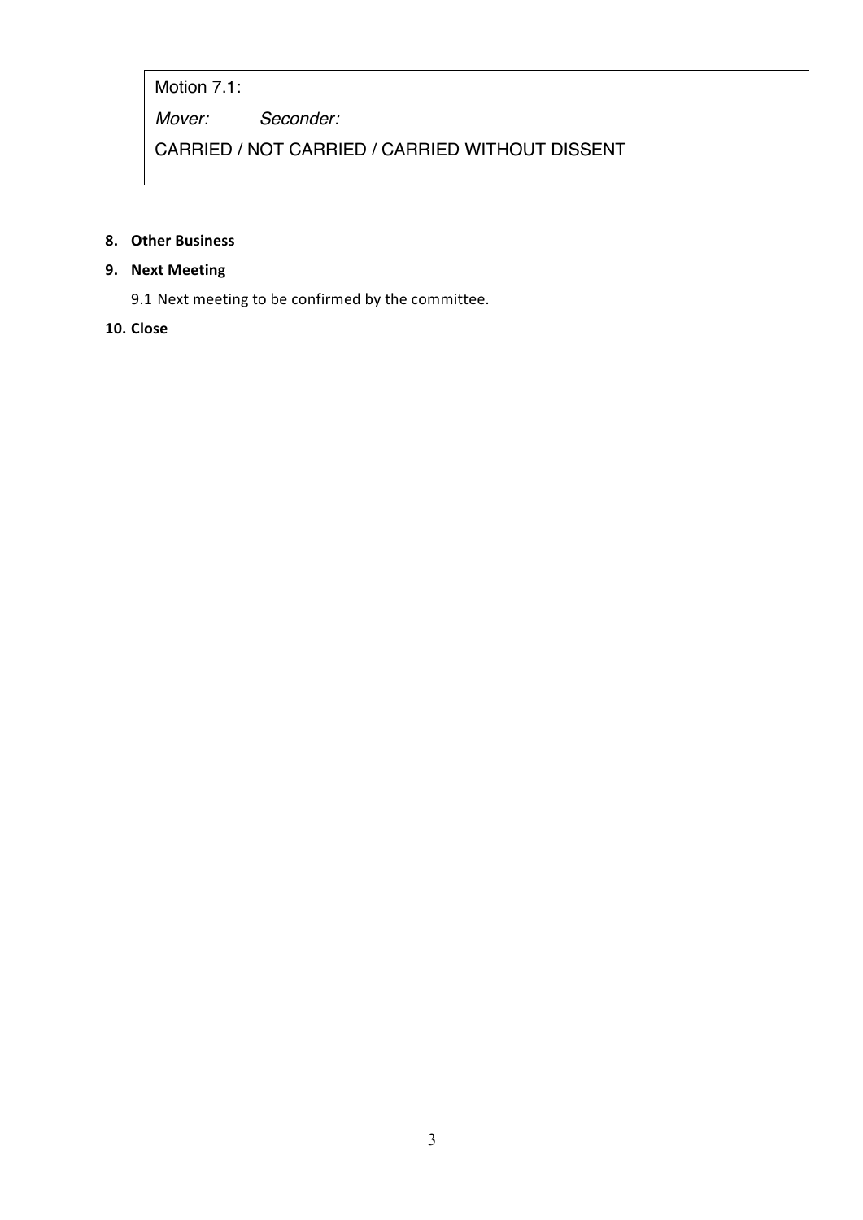Motion 7.1:

*Mover:* *Seconder:*

CARRIED / NOT CARRIED / CARRIED WITHOUT DISSENT

**8. Other Business**

**9. Next Meeting**

9.1 Next meeting to be confirmed by the committee.

**10. Close**